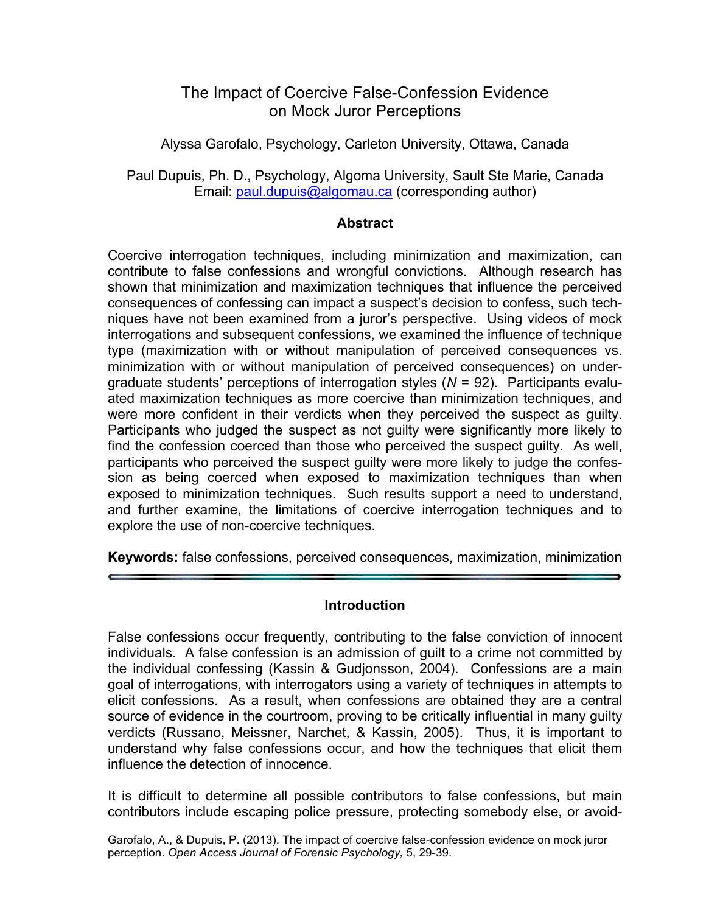# The Impact of Coercive False-Confession Evidence on Mock Juror Perceptions

Alyssa Garofalo, Psychology, Carleton University, Ottawa, Canada

Paul Dupuis, Ph. D., Psychology, Algoma University, Sault Ste Marie, Canada
Email: paul.dupuis@algomau.ca (corresponding author)

## Abstract

Coercive interrogation techniques, including minimization and maximization, can contribute to false confessions and wrongful convictions. Although research has shown that minimization and maximization techniques that influence the perceived consequences of confessing can impact a suspect's decision to confess, such techniques have not been examined from a juror's perspective. Using videos of mock interrogations and subsequent confessions, we examined the influence of technique type (maximization with or without manipulation of perceived consequences vs. minimization with or without manipulation of perceived consequences) on undergraduate students' perceptions of interrogation styles ($N$ = 92). Participants evaluated maximization techniques as more coercive than minimization techniques, and were more confident in their verdicts when they perceived the suspect as guilty. Participants who judged the suspect as not guilty were significantly more likely to find the confession coerced than those who perceived the suspect guilty. As well, participants who perceived the suspect guilty were more likely to judge the confession as being coerced when exposed to maximization techniques than when exposed to minimization techniques. Such results support a need to understand, and further examine, the limitations of coercive interrogation techniques and to explore the use of non-coercive techniques.

**Keywords:** false confessions, perceived consequences, maximization, minimization

## Introduction

False confessions occur frequently, contributing to the false conviction of innocent individuals. A false confession is an admission of guilt to a crime not committed by the individual confessing (Kassin & Gudjonsson, 2004). Confessions are a main goal of interrogations, with interrogators using a variety of techniques in attempts to elicit confessions. As a result, when confessions are obtained they are a central source of evidence in the courtroom, proving to be critically influential in many guilty verdicts (Russano, Meissner, Narchet, & Kassin, 2005). Thus, it is important to understand why false confessions occur, and how the techniques that elicit them influence the detection of innocence.

It is difficult to determine all possible contributors to false confessions, but main contributors include escaping police pressure, protecting somebody else, or avoid-

Garofalo, A., & Dupuis, P. (2013). The impact of coercive false-confession evidence on mock juror perception. *Open Access Journal of Forensic Psychology,* 5, 29-39.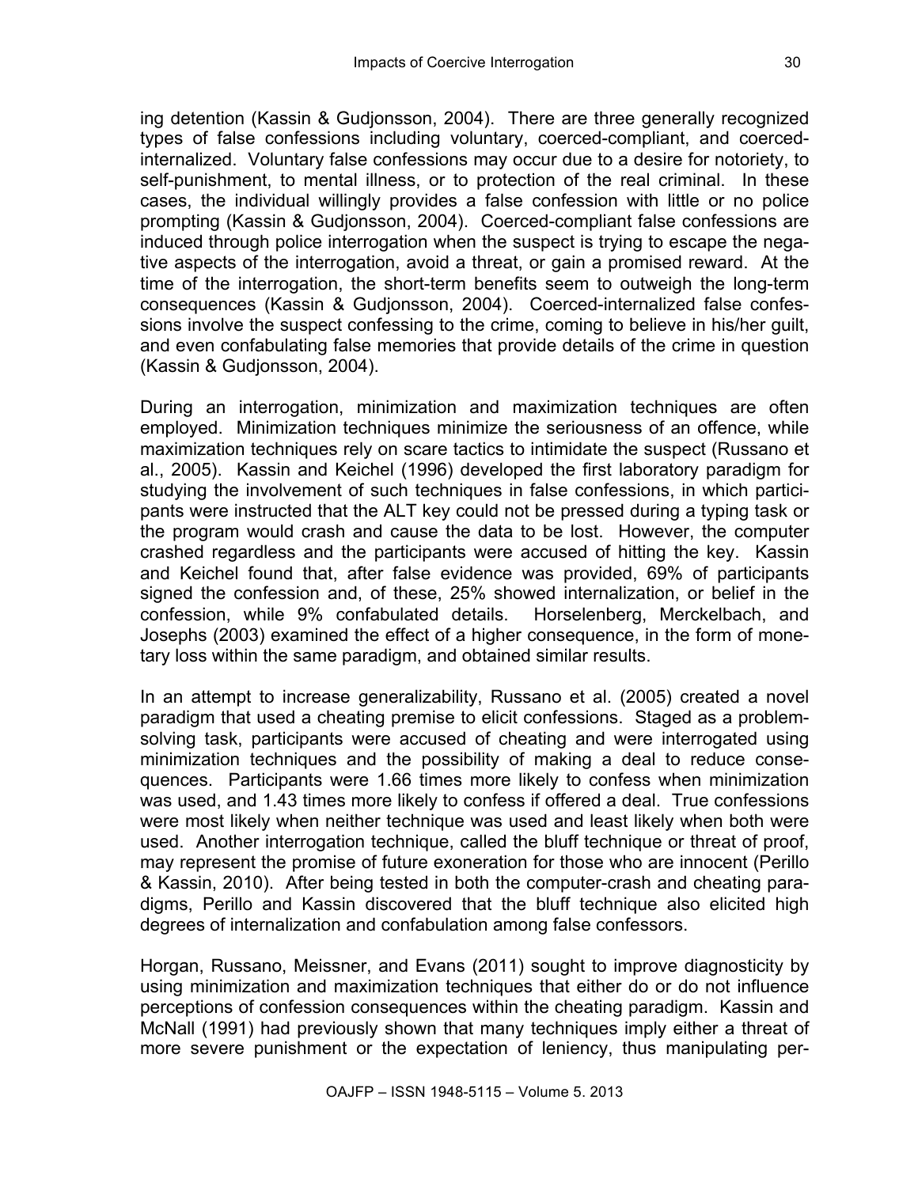ing detention (Kassin & Gudjonsson, 2004). There are three generally recognized types of false confessions including voluntary, coerced-compliant, and coerced-internalized. Voluntary false confessions may occur due to a desire for notoriety, to self-punishment, to mental illness, or to protection of the real criminal. In these cases, the individual willingly provides a false confession with little or no police prompting (Kassin & Gudjonsson, 2004). Coerced-compliant false confessions are induced through police interrogation when the suspect is trying to escape the negative aspects of the interrogation, avoid a threat, or gain a promised reward. At the time of the interrogation, the short-term benefits seem to outweigh the long-term consequences (Kassin & Gudjonsson, 2004). Coerced-internalized false confessions involve the suspect confessing to the crime, coming to believe in his/her guilt, and even confabulating false memories that provide details of the crime in question (Kassin & Gudjonsson, 2004).

During an interrogation, minimization and maximization techniques are often employed. Minimization techniques minimize the seriousness of an offence, while maximization techniques rely on scare tactics to intimidate the suspect (Russano et al., 2005). Kassin and Keichel (1996) developed the first laboratory paradigm for studying the involvement of such techniques in false confessions, in which participants were instructed that the ALT key could not be pressed during a typing task or the program would crash and cause the data to be lost. However, the computer crashed regardless and the participants were accused of hitting the key. Kassin and Keichel found that, after false evidence was provided, 69% of participants signed the confession and, of these, 25% showed internalization, or belief in the confession, while 9% confabulated details. Horselenberg, Merckelbach, and Josephs (2003) examined the effect of a higher consequence, in the form of monetary loss within the same paradigm, and obtained similar results.

In an attempt to increase generalizability, Russano et al. (2005) created a novel paradigm that used a cheating premise to elicit confessions. Staged as a problem-solving task, participants were accused of cheating and were interrogated using minimization techniques and the possibility of making a deal to reduce consequences. Participants were 1.66 times more likely to confess when minimization was used, and 1.43 times more likely to confess if offered a deal. True confessions were most likely when neither technique was used and least likely when both were used. Another interrogation technique, called the bluff technique or threat of proof, may represent the promise of future exoneration for those who are innocent (Perillo & Kassin, 2010). After being tested in both the computer-crash and cheating paradigms, Perillo and Kassin discovered that the bluff technique also elicited high degrees of internalization and confabulation among false confessors.

Horgan, Russano, Meissner, and Evans (2011) sought to improve diagnosticity by using minimization and maximization techniques that either do or do not influence perceptions of confession consequences within the cheating paradigm. Kassin and McNall (1991) had previously shown that many techniques imply either a threat of more severe punishment or the expectation of leniency, thus manipulating per-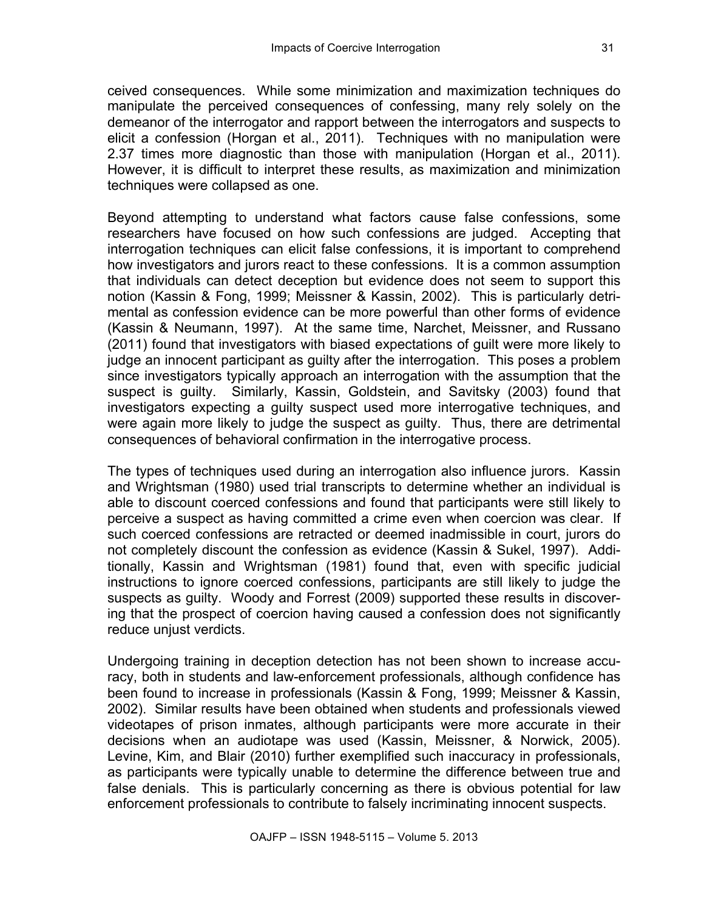ceived consequences. While some minimization and maximization techniques do manipulate the perceived consequences of confessing, many rely solely on the demeanor of the interrogator and rapport between the interrogators and suspects to elicit a confession (Horgan et al., 2011). Techniques with no manipulation were 2.37 times more diagnostic than those with manipulation (Horgan et al., 2011). However, it is difficult to interpret these results, as maximization and minimization techniques were collapsed as one.

Beyond attempting to understand what factors cause false confessions, some researchers have focused on how such confessions are judged. Accepting that interrogation techniques can elicit false confessions, it is important to comprehend how investigators and jurors react to these confessions. It is a common assumption that individuals can detect deception but evidence does not seem to support this notion (Kassin & Fong, 1999; Meissner & Kassin, 2002). This is particularly detrimental as confession evidence can be more powerful than other forms of evidence (Kassin & Neumann, 1997). At the same time, Narchet, Meissner, and Russano (2011) found that investigators with biased expectations of guilt were more likely to judge an innocent participant as guilty after the interrogation. This poses a problem since investigators typically approach an interrogation with the assumption that the suspect is guilty. Similarly, Kassin, Goldstein, and Savitsky (2003) found that investigators expecting a guilty suspect used more interrogative techniques, and were again more likely to judge the suspect as guilty. Thus, there are detrimental consequences of behavioral confirmation in the interrogative process.

The types of techniques used during an interrogation also influence jurors. Kassin and Wrightsman (1980) used trial transcripts to determine whether an individual is able to discount coerced confessions and found that participants were still likely to perceive a suspect as having committed a crime even when coercion was clear. If such coerced confessions are retracted or deemed inadmissible in court, jurors do not completely discount the confession as evidence (Kassin & Sukel, 1997). Additionally, Kassin and Wrightsman (1981) found that, even with specific judicial instructions to ignore coerced confessions, participants are still likely to judge the suspects as guilty. Woody and Forrest (2009) supported these results in discovering that the prospect of coercion having caused a confession does not significantly reduce unjust verdicts.

Undergoing training in deception detection has not been shown to increase accuracy, both in students and law-enforcement professionals, although confidence has been found to increase in professionals (Kassin & Fong, 1999; Meissner & Kassin, 2002). Similar results have been obtained when students and professionals viewed videotapes of prison inmates, although participants were more accurate in their decisions when an audiotape was used (Kassin, Meissner, & Norwick, 2005). Levine, Kim, and Blair (2010) further exemplified such inaccuracy in professionals, as participants were typically unable to determine the difference between true and false denials. This is particularly concerning as there is obvious potential for law enforcement professionals to contribute to falsely incriminating innocent suspects.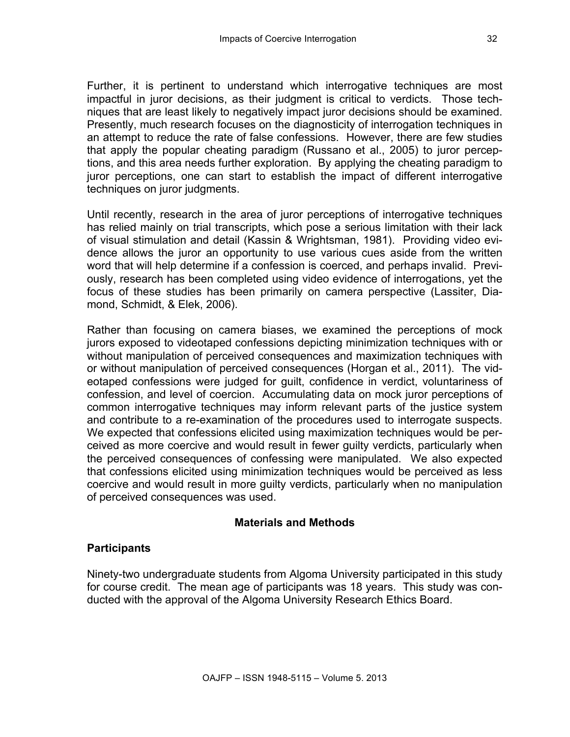Further, it is pertinent to understand which interrogative techniques are most impactful in juror decisions, as their judgment is critical to verdicts. Those techniques that are least likely to negatively impact juror decisions should be examined. Presently, much research focuses on the diagnosticity of interrogation techniques in an attempt to reduce the rate of false confessions. However, there are few studies that apply the popular cheating paradigm (Russano et al., 2005) to juror perceptions, and this area needs further exploration. By applying the cheating paradigm to juror perceptions, one can start to establish the impact of different interrogative techniques on juror judgments.

Until recently, research in the area of juror perceptions of interrogative techniques has relied mainly on trial transcripts, which pose a serious limitation with their lack of visual stimulation and detail (Kassin & Wrightsman, 1981). Providing video evidence allows the juror an opportunity to use various cues aside from the written word that will help determine if a confession is coerced, and perhaps invalid. Previously, research has been completed using video evidence of interrogations, yet the focus of these studies has been primarily on camera perspective (Lassiter, Diamond, Schmidt, & Elek, 2006).

Rather than focusing on camera biases, we examined the perceptions of mock jurors exposed to videotaped confessions depicting minimization techniques with or without manipulation of perceived consequences and maximization techniques with or without manipulation of perceived consequences (Horgan et al., 2011). The videotaped confessions were judged for guilt, confidence in verdict, voluntariness of confession, and level of coercion. Accumulating data on mock juror perceptions of common interrogative techniques may inform relevant parts of the justice system and contribute to a re-examination of the procedures used to interrogate suspects. We expected that confessions elicited using maximization techniques would be perceived as more coercive and would result in fewer guilty verdicts, particularly when the perceived consequences of confessing were manipulated. We also expected that confessions elicited using minimization techniques would be perceived as less coercive and would result in more guilty verdicts, particularly when no manipulation of perceived consequences was used.

## Materials and Methods

### Participants

Ninety-two undergraduate students from Algoma University participated in this study for course credit. The mean age of participants was 18 years. This study was conducted with the approval of the Algoma University Research Ethics Board.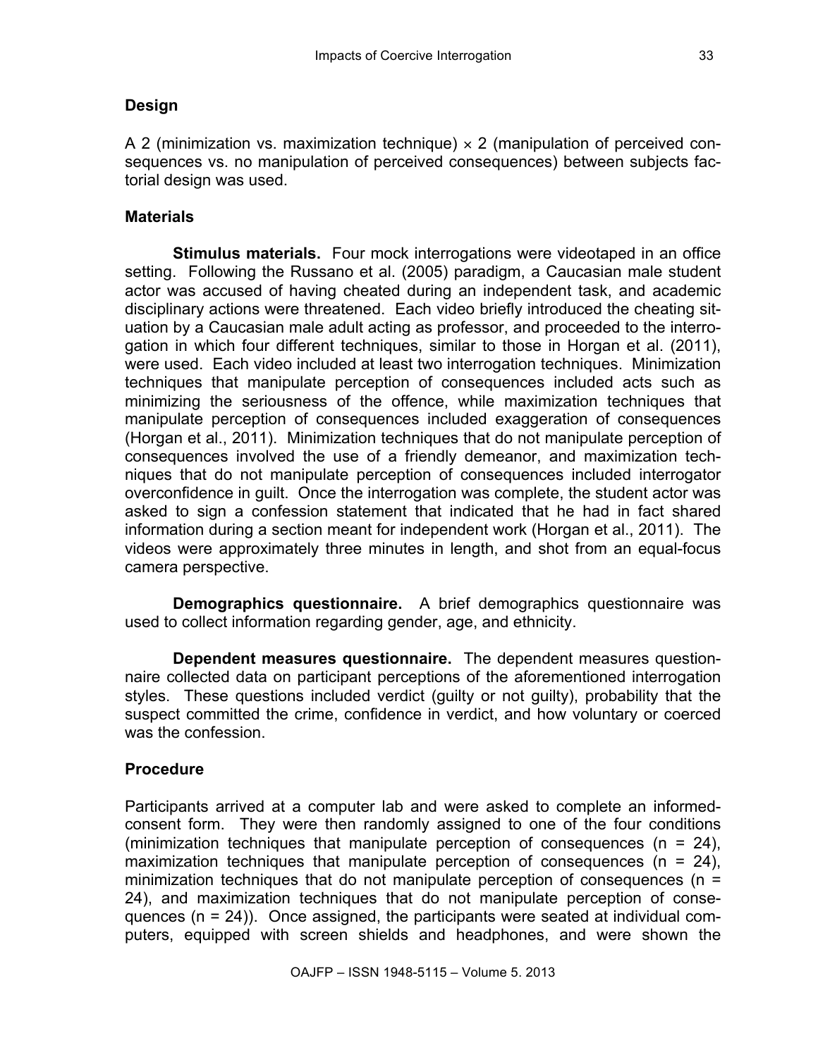## Design

A 2 (minimization vs. maximization technique) × 2 (manipulation of perceived consequences vs. no manipulation of perceived consequences) between subjects factorial design was used.

## Materials

**Stimulus materials.** Four mock interrogations were videotaped in an office setting. Following the Russano et al. (2005) paradigm, a Caucasian male student actor was accused of having cheated during an independent task, and academic disciplinary actions were threatened. Each video briefly introduced the cheating situation by a Caucasian male adult acting as professor, and proceeded to the interrogation in which four different techniques, similar to those in Horgan et al. (2011), were used. Each video included at least two interrogation techniques. Minimization techniques that manipulate perception of consequences included acts such as minimizing the seriousness of the offence, while maximization techniques that manipulate perception of consequences included exaggeration of consequences (Horgan et al., 2011). Minimization techniques that do not manipulate perception of consequences involved the use of a friendly demeanor, and maximization techniques that do not manipulate perception of consequences included interrogator overconfidence in guilt. Once the interrogation was complete, the student actor was asked to sign a confession statement that indicated that he had in fact shared information during a section meant for independent work (Horgan et al., 2011). The videos were approximately three minutes in length, and shot from an equal-focus camera perspective.

**Demographics questionnaire.** A brief demographics questionnaire was used to collect information regarding gender, age, and ethnicity.

**Dependent measures questionnaire.** The dependent measures questionnaire collected data on participant perceptions of the aforementioned interrogation styles. These questions included verdict (guilty or not guilty), probability that the suspect committed the crime, confidence in verdict, and how voluntary or coerced was the confession.

## Procedure

Participants arrived at a computer lab and were asked to complete an informed-consent form. They were then randomly assigned to one of the four conditions (minimization techniques that manipulate perception of consequences ($n$ = 24), maximization techniques that manipulate perception of consequences ($n$ = 24), minimization techniques that do not manipulate perception of consequences ($n$ = 24), and maximization techniques that do not manipulate perception of consequences ($n$ = 24)). Once assigned, the participants were seated at individual computers, equipped with screen shields and headphones, and were shown the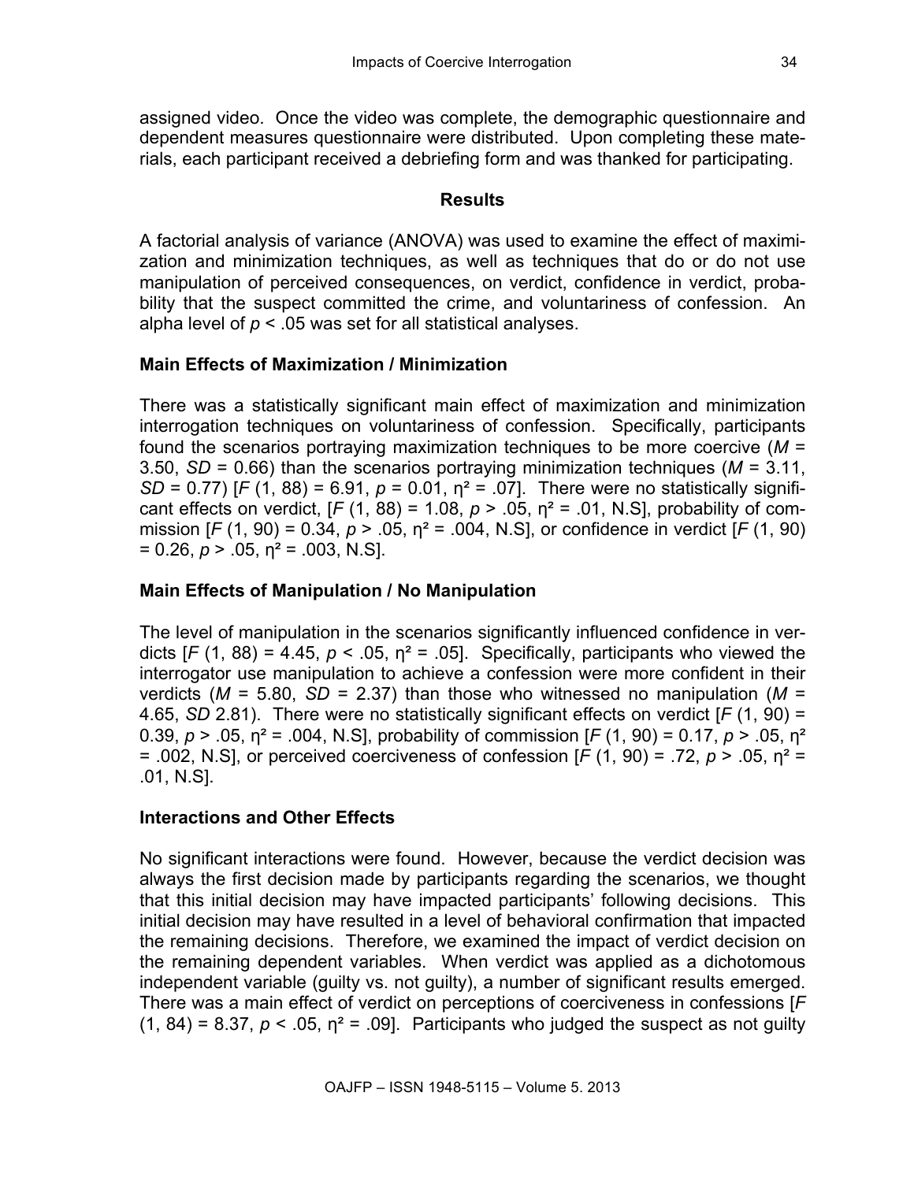assigned video. Once the video was complete, the demographic questionnaire and dependent measures questionnaire were distributed. Upon completing these materials, each participant received a debriefing form and was thanked for participating.

## Results

A factorial analysis of variance (ANOVA) was used to examine the effect of maximization and minimization techniques, as well as techniques that do or do not use manipulation of perceived consequences, on verdict, confidence in verdict, probability that the suspect committed the crime, and voluntariness of confession. An alpha level of $p < .05$ was set for all statistical analyses.

### Main Effects of Maximization / Minimization

There was a statistically significant main effect of maximization and minimization interrogation techniques on voluntariness of confession. Specifically, participants found the scenarios portraying maximization techniques to be more coercive ($M$ = 3.50, $SD$ = 0.66) than the scenarios portraying minimization techniques ($M$ = 3.11, $SD$ = 0.77) [$F$ (1, 88) = 6.91, $p$ = 0.01, $\eta^2$ = .07]. There were no statistically significant effects on verdict, [$F$ (1, 88) = 1.08, $p > .05$, $\eta^2$ = .01, N.S], probability of commission [$F$ (1, 90) = 0.34, $p > .05$, $\eta^2$ = .004, N.S], or confidence in verdict [$F$ (1, 90) = 0.26, $p > .05$, $\eta^2$ = .003, N.S].

### Main Effects of Manipulation / No Manipulation

The level of manipulation in the scenarios significantly influenced confidence in verdicts [$F$ (1, 88) = 4.45, $p < .05$, $\eta^2$ = .05]. Specifically, participants who viewed the interrogator use manipulation to achieve a confession were more confident in their verdicts ($M$ = 5.80, $SD$ = 2.37) than those who witnessed no manipulation ($M$ = 4.65, $SD$ 2.81). There were no statistically significant effects on verdict [$F$ (1, 90) = 0.39, $p > .05$, $\eta^2$ = .004, N.S], probability of commission [$F$ (1, 90) = 0.17, $p > .05$, $\eta^2$ = .002, N.S], or perceived coerciveness of confession [$F$ (1, 90) = .72, $p > .05$, $\eta^2$ = .01, N.S].

### Interactions and Other Effects

No significant interactions were found. However, because the verdict decision was always the first decision made by participants regarding the scenarios, we thought that this initial decision may have impacted participants' following decisions. This initial decision may have resulted in a level of behavioral confirmation that impacted the remaining decisions. Therefore, we examined the impact of verdict decision on the remaining dependent variables. When verdict was applied as a dichotomous independent variable (guilty vs. not guilty), a number of significant results emerged. There was a main effect of verdict on perceptions of coerciveness in confessions [$F$ (1, 84) = 8.37, $p < .05$, $\eta^2$ = .09]. Participants who judged the suspect as not guilty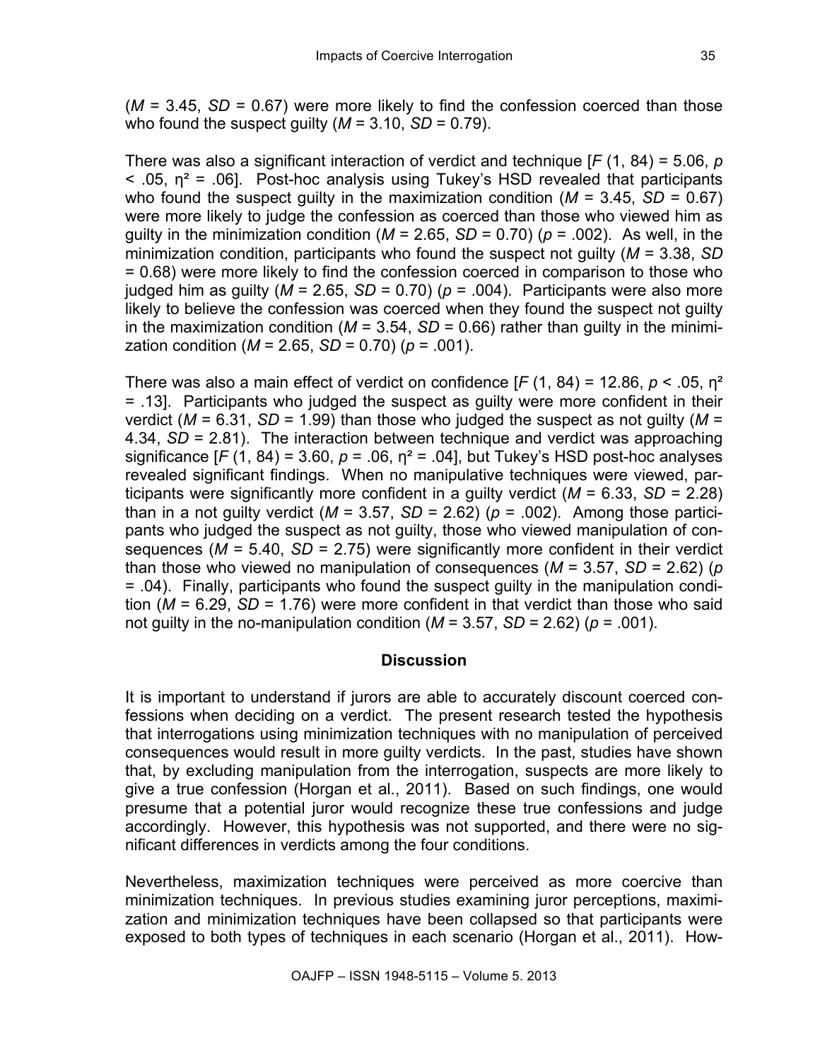($M$ = 3.45, $SD$ = 0.67) were more likely to find the confession coerced than those who found the suspect guilty ($M$ = 3.10, $SD$ = 0.79).

There was also a significant interaction of verdict and technique [$F$ (1, 84) = 5.06, $p$ < .05, $\eta^2$ = .06]. Post-hoc analysis using Tukey's HSD revealed that participants who found the suspect guilty in the maximization condition ($M$ = 3.45, $SD$ = 0.67) were more likely to judge the confession as coerced than those who viewed him as guilty in the minimization condition ($M$ = 2.65, $SD$ = 0.70) ($p$ = .002). As well, in the minimization condition, participants who found the suspect not guilty ($M$ = 3.38, $SD$ = 0.68) were more likely to find the confession coerced in comparison to those who judged him as guilty ($M$ = 2.65, $SD$ = 0.70) ($p$ = .004). Participants were also more likely to believe the confession was coerced when they found the suspect not guilty in the maximization condition ($M$ = 3.54, $SD$ = 0.66) rather than guilty in the minimization condition ($M$ = 2.65, $SD$ = 0.70) ($p$ = .001).

There was also a main effect of verdict on confidence [$F$ (1, 84) = 12.86, $p$ < .05, $\eta^2$ = .13]. Participants who judged the suspect as guilty were more confident in their verdict ($M$ = 6.31, $SD$ = 1.99) than those who judged the suspect as not guilty ($M$ = 4.34, $SD$ = 2.81). The interaction between technique and verdict was approaching significance [$F$ (1, 84) = 3.60, $p$ = .06, $\eta^2$ = .04], but Tukey's HSD post-hoc analyses revealed significant findings. When no manipulative techniques were viewed, participants were significantly more confident in a guilty verdict ($M$ = 6.33, $SD$ = 2.28) than in a not guilty verdict ($M$ = 3.57, $SD$ = 2.62) ($p$ = .002). Among those participants who judged the suspect as not guilty, those who viewed manipulation of consequences ($M$ = 5.40, $SD$ = 2.75) were significantly more confident in their verdict than those who viewed no manipulation of consequences ($M$ = 3.57, $SD$ = 2.62) ($p$ = .04). Finally, participants who found the suspect guilty in the manipulation condition ($M$ = 6.29, $SD$ = 1.76) were more confident in that verdict than those who said not guilty in the no-manipulation condition ($M$ = 3.57, $SD$ = 2.62) ($p$ = .001).

## Discussion

It is important to understand if jurors are able to accurately discount coerced confessions when deciding on a verdict. The present research tested the hypothesis that interrogations using minimization techniques with no manipulation of perceived consequences would result in more guilty verdicts. In the past, studies have shown that, by excluding manipulation from the interrogation, suspects are more likely to give a true confession (Horgan et al., 2011). Based on such findings, one would presume that a potential juror would recognize these true confessions and judge accordingly. However, this hypothesis was not supported, and there were no significant differences in verdicts among the four conditions.

Nevertheless, maximization techniques were perceived as more coercive than minimization techniques. In previous studies examining juror perceptions, maximization and minimization techniques have been collapsed so that participants were exposed to both types of techniques in each scenario (Horgan et al., 2011). How-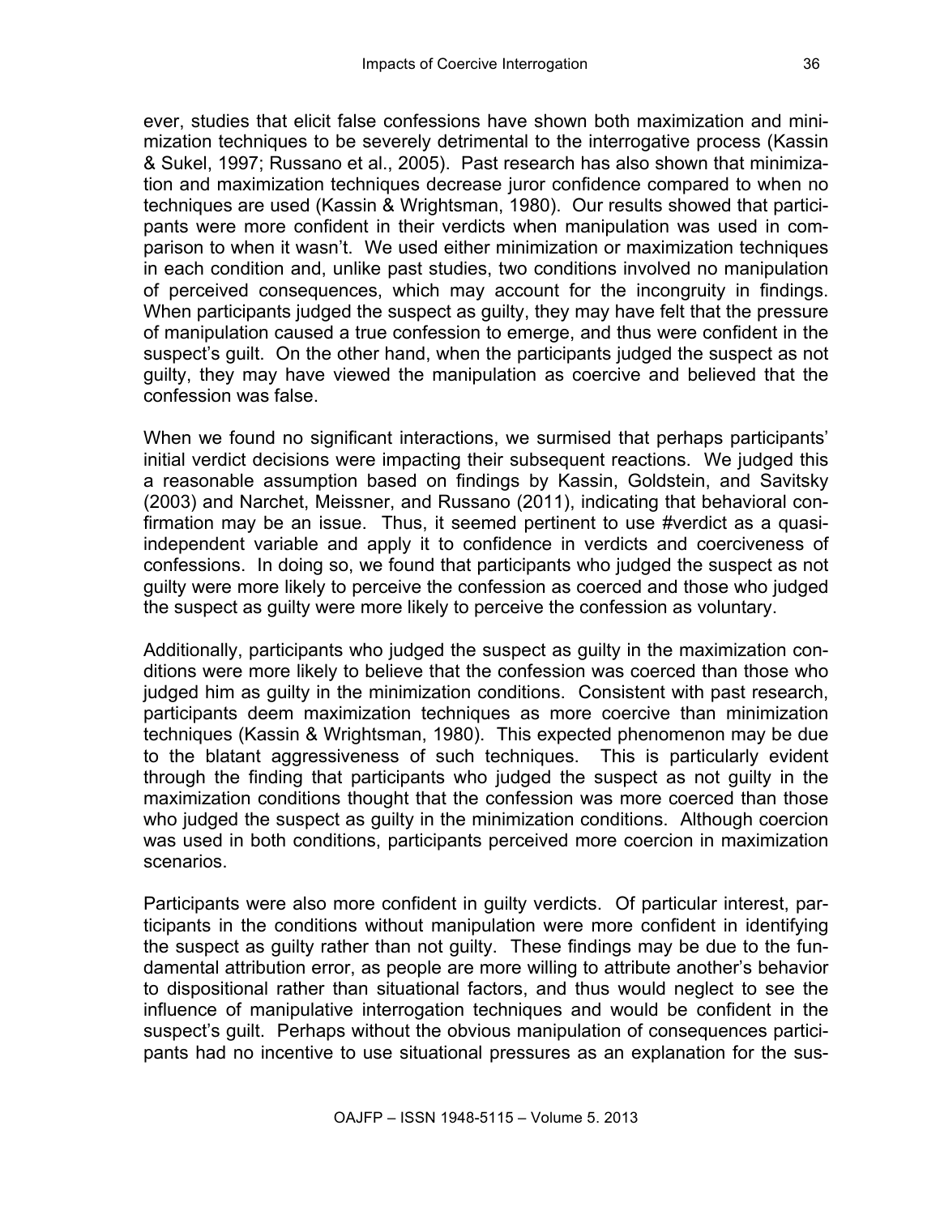ever, studies that elicit false confessions have shown both maximization and minimization techniques to be severely detrimental to the interrogative process (Kassin & Sukel, 1997; Russano et al., 2005). Past research has also shown that minimization and maximization techniques decrease juror confidence compared to when no techniques are used (Kassin & Wrightsman, 1980). Our results showed that participants were more confident in their verdicts when manipulation was used in comparison to when it wasn't. We used either minimization or maximization techniques in each condition and, unlike past studies, two conditions involved no manipulation of perceived consequences, which may account for the incongruity in findings. When participants judged the suspect as guilty, they may have felt that the pressure of manipulation caused a true confession to emerge, and thus were confident in the suspect's guilt. On the other hand, when the participants judged the suspect as not guilty, they may have viewed the manipulation as coercive and believed that the confession was false.

When we found no significant interactions, we surmised that perhaps participants' initial verdict decisions were impacting their subsequent reactions. We judged this a reasonable assumption based on findings by Kassin, Goldstein, and Savitsky (2003) and Narchet, Meissner, and Russano (2011), indicating that behavioral confirmation may be an issue. Thus, it seemed pertinent to use #verdict as a quasi-independent variable and apply it to confidence in verdicts and coerciveness of confessions. In doing so, we found that participants who judged the suspect as not guilty were more likely to perceive the confession as coerced and those who judged the suspect as guilty were more likely to perceive the confession as voluntary.

Additionally, participants who judged the suspect as guilty in the maximization conditions were more likely to believe that the confession was coerced than those who judged him as guilty in the minimization conditions. Consistent with past research, participants deem maximization techniques as more coercive than minimization techniques (Kassin & Wrightsman, 1980). This expected phenomenon may be due to the blatant aggressiveness of such techniques. This is particularly evident through the finding that participants who judged the suspect as not guilty in the maximization conditions thought that the confession was more coerced than those who judged the suspect as guilty in the minimization conditions. Although coercion was used in both conditions, participants perceived more coercion in maximization scenarios.

Participants were also more confident in guilty verdicts. Of particular interest, participants in the conditions without manipulation were more confident in identifying the suspect as guilty rather than not guilty. These findings may be due to the fundamental attribution error, as people are more willing to attribute another's behavior to dispositional rather than situational factors, and thus would neglect to see the influence of manipulative interrogation techniques and would be confident in the suspect's guilt. Perhaps without the obvious manipulation of consequences participants had no incentive to use situational pressures as an explanation for the sus-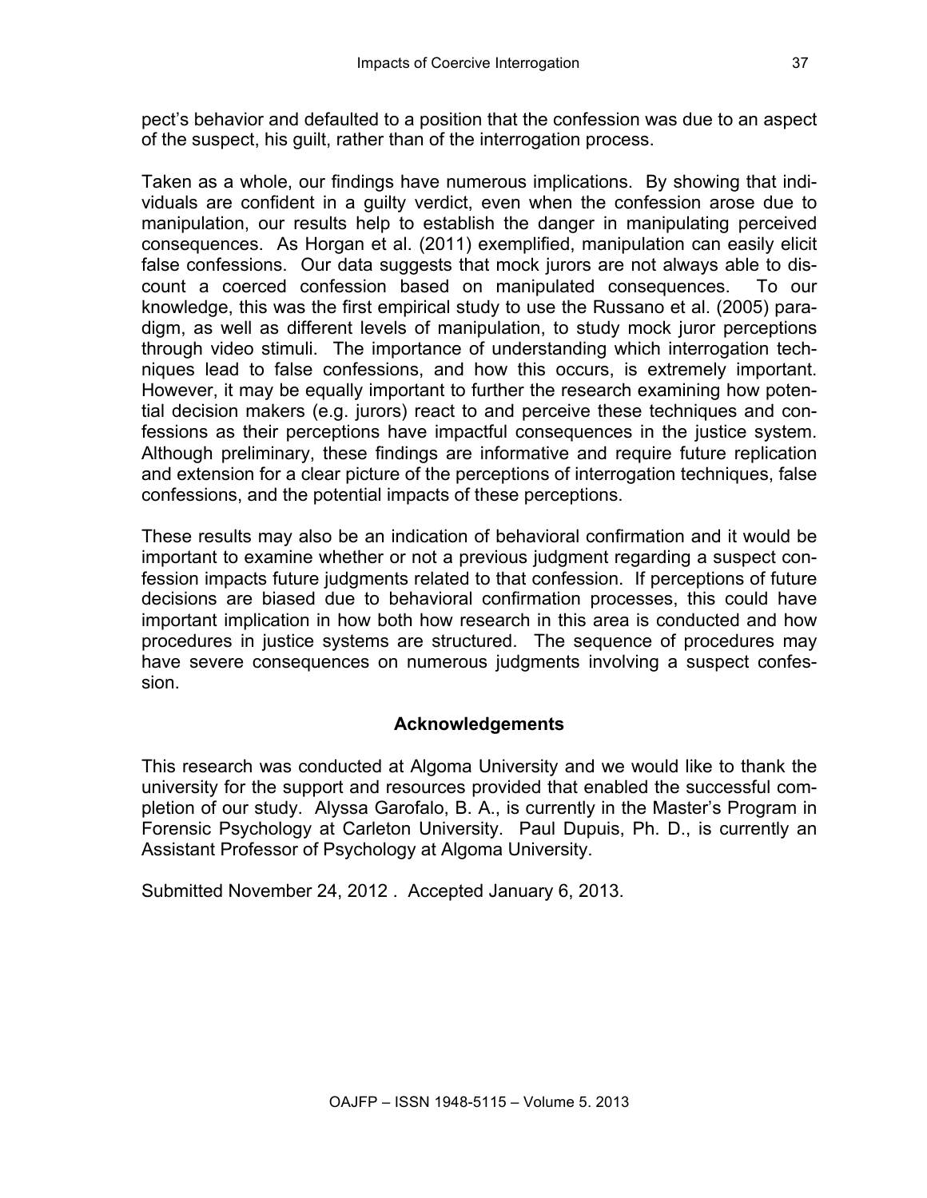pect's behavior and defaulted to a position that the confession was due to an aspect of the suspect, his guilt, rather than of the interrogation process.

Taken as a whole, our findings have numerous implications. By showing that individuals are confident in a guilty verdict, even when the confession arose due to manipulation, our results help to establish the danger in manipulating perceived consequences. As Horgan et al. (2011) exemplified, manipulation can easily elicit false confessions. Our data suggests that mock jurors are not always able to discount a coerced confession based on manipulated consequences. To our knowledge, this was the first empirical study to use the Russano et al. (2005) paradigm, as well as different levels of manipulation, to study mock juror perceptions through video stimuli. The importance of understanding which interrogation techniques lead to false confessions, and how this occurs, is extremely important. However, it may be equally important to further the research examining how potential decision makers (e.g. jurors) react to and perceive these techniques and confessions as their perceptions have impactful consequences in the justice system. Although preliminary, these findings are informative and require future replication and extension for a clear picture of the perceptions of interrogation techniques, false confessions, and the potential impacts of these perceptions.

These results may also be an indication of behavioral confirmation and it would be important to examine whether or not a previous judgment regarding a suspect confession impacts future judgments related to that confession. If perceptions of future decisions are biased due to behavioral confirmation processes, this could have important implication in how both how research in this area is conducted and how procedures in justice systems are structured. The sequence of procedures may have severe consequences on numerous judgments involving a suspect confession.

## Acknowledgements

This research was conducted at Algoma University and we would like to thank the university for the support and resources provided that enabled the successful completion of our study. Alyssa Garofalo, B. A., is currently in the Master's Program in Forensic Psychology at Carleton University. Paul Dupuis, Ph. D., is currently an Assistant Professor of Psychology at Algoma University.

Submitted November 24, 2012 . Accepted January 6, 2013.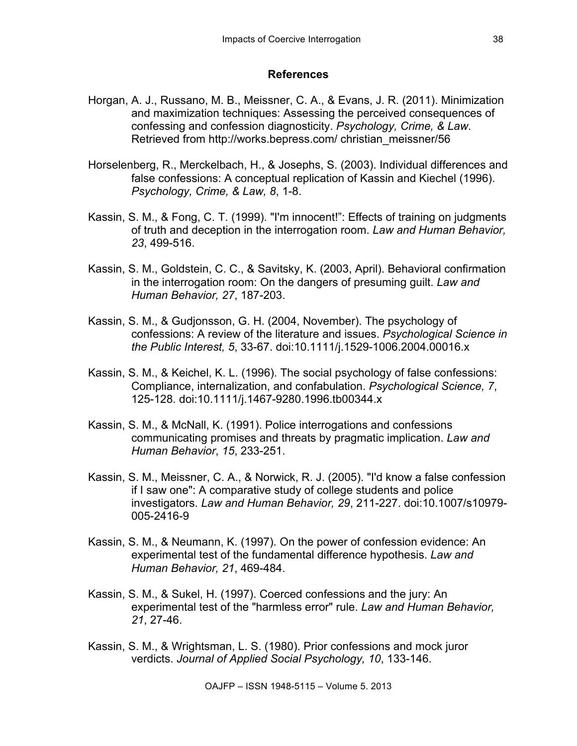## References

Horgan, A. J., Russano, M. B., Meissner, C. A., & Evans, J. R. (2011). Minimization and maximization techniques: Assessing the perceived consequences of confessing and confession diagnosticity. *Psychology, Crime, & Law*. Retrieved from http://works.bepress.com/ christian_meissner/56

Horselenberg, R., Merckelbach, H., & Josephs, S. (2003). Individual differences and false confessions: A conceptual replication of Kassin and Kiechel (1996). *Psychology, Crime, & Law, 8*, 1-8.

Kassin, S. M., & Fong, C. T. (1999). "I'm innocent!": Effects of training on judgments of truth and deception in the interrogation room. *Law and Human Behavior, 23*, 499-516.

Kassin, S. M., Goldstein, C. C., & Savitsky, K. (2003, April). Behavioral confirmation in the interrogation room: On the dangers of presuming guilt. *Law and Human Behavior, 27*, 187-203.

Kassin, S. M., & Gudjonsson, G. H. (2004, November). The psychology of confessions: A review of the literature and issues. *Psychological Science in the Public Interest, 5*, 33-67. doi:10.1111/j.1529-1006.2004.00016.x

Kassin, S. M., & Keichel, K. L. (1996). The social psychology of false confessions: Compliance, internalization, and confabulation. *Psychological Science, 7*, 125-128. doi:10.1111/j.1467-9280.1996.tb00344.x

Kassin, S. M., & McNall, K. (1991). Police interrogations and confessions communicating promises and threats by pragmatic implication. *Law and Human Behavior*, *15*, 233-251.

Kassin, S. M., Meissner, C. A., & Norwick, R. J. (2005). "I'd know a false confession if I saw one": A comparative study of college students and police investigators. *Law and Human Behavior, 29*, 211-227. doi:10.1007/s10979-005-2416-9

Kassin, S. M., & Neumann, K. (1997). On the power of confession evidence: An experimental test of the fundamental difference hypothesis. *Law and Human Behavior, 21*, 469-484.

Kassin, S. M., & Sukel, H. (1997). Coerced confessions and the jury: An experimental test of the "harmless error" rule. *Law and Human Behavior, 21*, 27-46.

Kassin, S. M., & Wrightsman, L. S. (1980). Prior confessions and mock juror verdicts. *Journal of Applied Social Psychology, 10*, 133-146.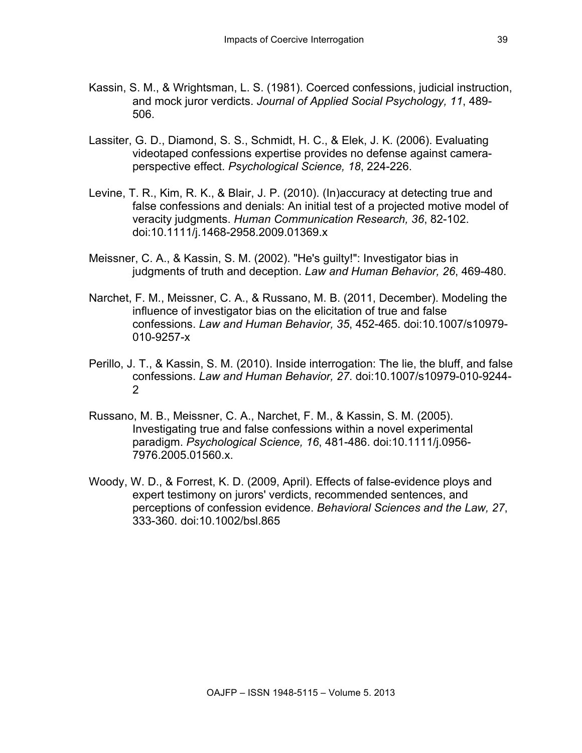Kassin, S. M., & Wrightsman, L. S. (1981). Coerced confessions, judicial instruction, and mock juror verdicts. *Journal of Applied Social Psychology, 11*, 489-506.

Lassiter, G. D., Diamond, S. S., Schmidt, H. C., & Elek, J. K. (2006). Evaluating videotaped confessions expertise provides no defense against camera-perspective effect. *Psychological Science, 18*, 224-226.

Levine, T. R., Kim, R. K., & Blair, J. P. (2010). (In)accuracy at detecting true and false confessions and denials: An initial test of a projected motive model of veracity judgments. *Human Communication Research, 36*, 82-102. doi:10.1111/j.1468-2958.2009.01369.x

Meissner, C. A., & Kassin, S. M. (2002). "He's guilty!": Investigator bias in judgments of truth and deception. *Law and Human Behavior, 26*, 469-480.

Narchet, F. M., Meissner, C. A., & Russano, M. B. (2011, December). Modeling the influence of investigator bias on the elicitation of true and false confessions. *Law and Human Behavior, 35*, 452-465. doi:10.1007/s10979-010-9257-x

Perillo, J. T., & Kassin, S. M. (2010). Inside interrogation: The lie, the bluff, and false confessions. *Law and Human Behavior, 27*. doi:10.1007/s10979-010-9244-2

Russano, M. B., Meissner, C. A., Narchet, F. M., & Kassin, S. M. (2005). Investigating true and false confessions within a novel experimental paradigm. *Psychological Science, 16*, 481-486. doi:10.1111/j.0956-7976.2005.01560.x.

Woody, W. D., & Forrest, K. D. (2009, April). Effects of false-evidence ploys and expert testimony on jurors' verdicts, recommended sentences, and perceptions of confession evidence. *Behavioral Sciences and the Law, 27*, 333-360. doi:10.1002/bsl.865